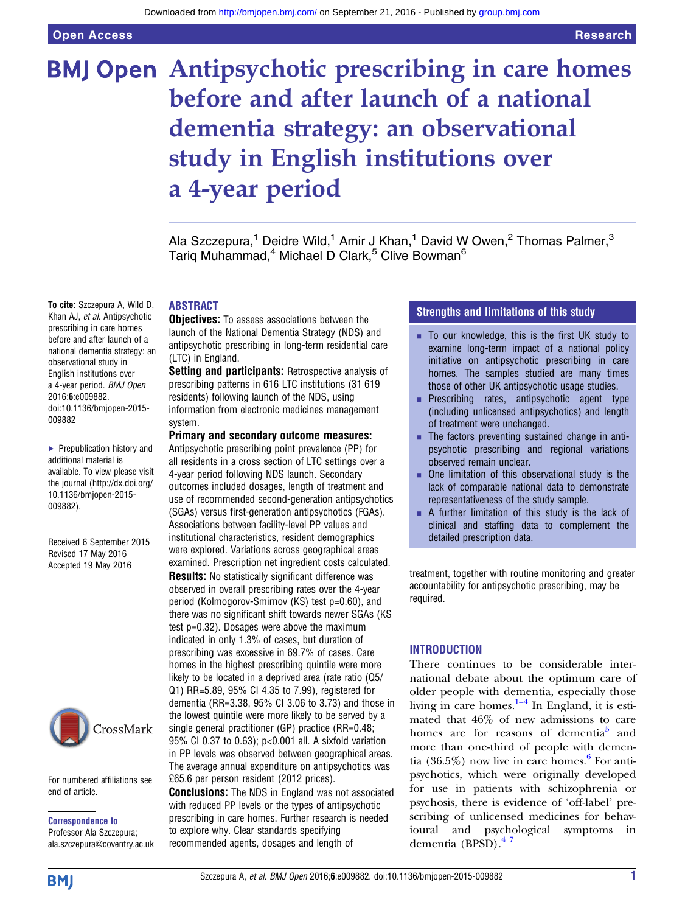# Antipsychotic prescribing in care homes before and after launch of a national dementia strategy: an observational study in English institutions over a 4-year period

Ala Szczepura,[1] Deidre Wild,[1] Amir J Khan,[1] David W Owen,[2] Thomas Palmer,[3] Tariq Muhammad,[4] Michael D Clark,[5] Clive Bowman[6]

**To cite:** Szczepura A, Wild D, Khan AJ, *et al*. Antipsychotic prescribing in care homes before and after launch of a national dementia strategy: an observational study in English institutions over a 4-year period. *BMJ Open* 2016;**6**:e009882. doi:10.1136/bmjopen-2015-009882

▶ Prepublication history and additional material is available. To view please visit the journal (http://dx.doi.org/10.1136/bmjopen-2015-009882).

Received 6 September 2015
Revised 17 May 2016
Accepted 19 May 2016

For numbered affiliations see end of article.

**Correspondence to**
Professor Ala Szczepura; ala.szczepura@coventry.ac.uk

## ABSTRACT

**Objectives:** To assess associations between the launch of the National Dementia Strategy (NDS) and antipsychotic prescribing in long-term residential care (LTC) in England.

**Setting and participants:** Retrospective analysis of prescribing patterns in 616 LTC institutions (31 619 residents) following launch of the NDS, using information from electronic medicines management system.

**Primary and secondary outcome measures:** Antipsychotic prescribing point prevalence (PP) for all residents in a cross section of LTC settings over a 4-year period following NDS launch. Secondary outcomes included dosages, length of treatment and use of recommended second-generation antipsychotics (SGAs) versus first-generation antipsychotics (FGAs). Associations between facility-level PP values and institutional characteristics, resident demographics were explored. Variations across geographical areas examined. Prescription net ingredient costs calculated.

**Results:** No statistically significant difference was observed in overall prescribing rates over the 4-year period (Kolmogorov-Smirnov (KS) test p=0.60), and there was no significant shift towards newer SGAs (KS test p=0.32). Dosages were above the maximum indicated in only 1.3% of cases, but duration of prescribing was excessive in 69.7% of cases. Care homes in the highest prescribing quintile were more likely to be located in a deprived area (rate ratio (Q5/Q1) RR=5.89, 95% CI 4.35 to 7.99), registered for dementia (RR=3.38, 95% CI 3.06 to 3.73) and those in the lowest quintile were more likely to be served by a single general practitioner (GP) practice (RR=0.48; 95% CI 0.37 to 0.63); p<0.001 all. A sixfold variation in PP levels was observed between geographical areas. The average annual expenditure on antipsychotics was £65.6 per person resident (2012 prices).

**Conclusions:** The NDS in England was not associated with reduced PP levels or the types of antipsychotic prescribing in care homes. Further research is needed to explore why. Clear standards specifying recommended agents, dosages and length of treatment, together with routine monitoring and greater accountability for antipsychotic prescribing, may be required.

## Strengths and limitations of this study

- To our knowledge, this is the first UK study to examine long-term impact of a national policy initiative on antipsychotic prescribing in care homes. The samples studied are many times those of other UK antipsychotic usage studies.
- Prescribing rates, antipsychotic agent type (including unlicensed antipsychotics) and length of treatment were unchanged.
- The factors preventing sustained change in antipsychotic prescribing and regional variations observed remain unclear.
- One limitation of this observational study is the lack of comparable national data to demonstrate representativeness of the study sample.
- A further limitation of this study is the lack of clinical and staffing data to complement the detailed prescription data.

## INTRODUCTION

There continues to be considerable international debate about the optimum care of older people with dementia, especially those living in care homes.[1–4] In England, it is estimated that 46% of new admissions to care homes are for reasons of dementia[5] and more than one-third of people with dementia (36.5%) now live in care homes.[6] For antipsychotics, which were originally developed for use in patients with schizophrenia or psychosis, there is evidence of 'off-label' prescribing of unlicensed medicines for behavioural and psychological symptoms in dementia (BPSD).[4 7]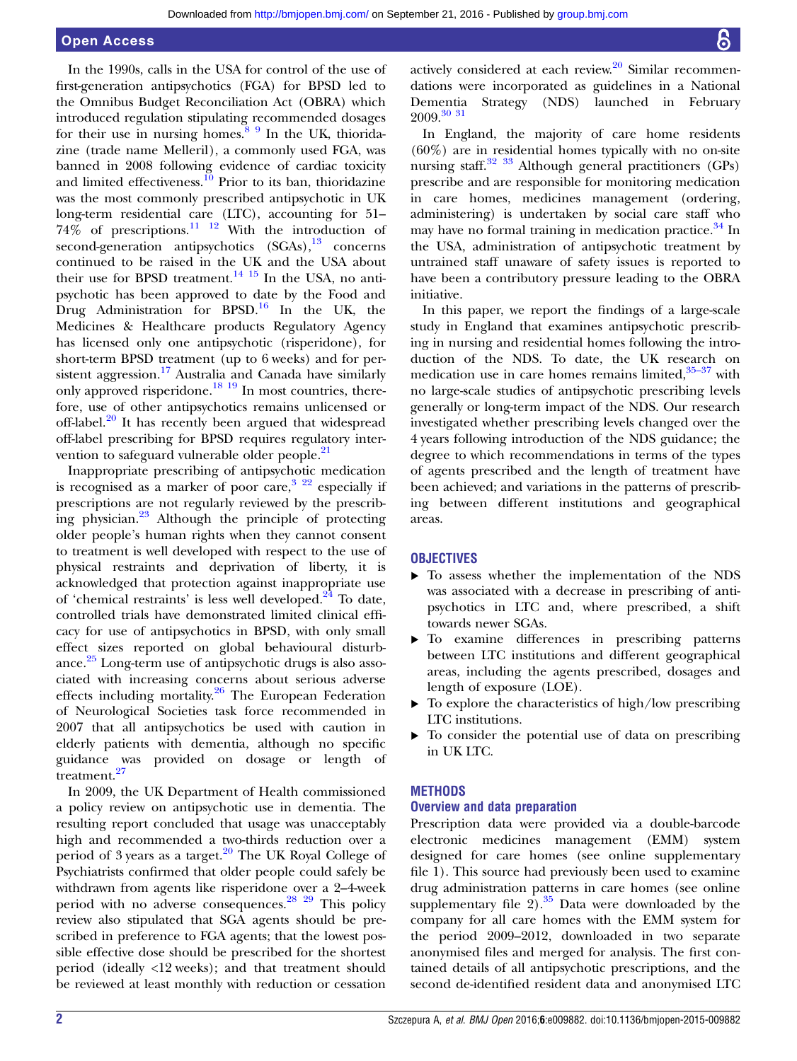In the 1990s, calls in the USA for control of the use of first-generation antipsychotics (FGA) for BPSD led to the Omnibus Budget Reconciliation Act (OBRA) which introduced regulation stipulating recommended dosages for their use in nursing homes.[8 9] In the UK, thioridazine (trade name Melleril), a commonly used FGA, was banned in 2008 following evidence of cardiac toxicity and limited effectiveness.[10] Prior to its ban, thioridazine was the most commonly prescribed antipsychotic in UK long-term residential care (LTC), accounting for 51–74% of prescriptions.[11 12] With the introduction of second-generation antipsychotics (SGAs),[13] concerns continued to be raised in the UK and the USA about their use for BPSD treatment.[14 15] In the USA, no antipsychotic has been approved to date by the Food and Drug Administration for BPSD.[16] In the UK, the Medicines & Healthcare products Regulatory Agency has licensed only one antipsychotic (risperidone), for short-term BPSD treatment (up to 6 weeks) and for persistent aggression.[17] Australia and Canada have similarly only approved risperidone.[18 19] In most countries, therefore, use of other antipsychotics remains unlicensed or off-label.[20] It has recently been argued that widespread off-label prescribing for BPSD requires regulatory intervention to safeguard vulnerable older people.[21]

Inappropriate prescribing of antipsychotic medication is recognised as a marker of poor care,[3 22] especially if prescriptions are not regularly reviewed by the prescribing physician.[23] Although the principle of protecting older people's human rights when they cannot consent to treatment is well developed with respect to the use of physical restraints and deprivation of liberty, it is acknowledged that protection against inappropriate use of 'chemical restraints' is less well developed.[24] To date, controlled trials have demonstrated limited clinical efficacy for use of antipsychotics in BPSD, with only small effect sizes reported on global behavioural disturbance.[25] Long-term use of antipsychotic drugs is also associated with increasing concerns about serious adverse effects including mortality.[26] The European Federation of Neurological Societies task force recommended in 2007 that all antipsychotics be used with caution in elderly patients with dementia, although no specific guidance was provided on dosage or length of treatment.[27]

In 2009, the UK Department of Health commissioned a policy review on antipsychotic use in dementia. The resulting report concluded that usage was unacceptably high and recommended a two-thirds reduction over a period of 3 years as a target.[20] The UK Royal College of Psychiatrists confirmed that older people could safely be withdrawn from agents like risperidone over a 2–4-week period with no adverse consequences.[28 29] This policy review also stipulated that SGA agents should be prescribed in preference to FGA agents; that the lowest possible effective dose should be prescribed for the shortest period (ideally <12 weeks); and that treatment should be reviewed at least monthly with reduction or cessation actively considered at each review.[20] Similar recommendations were incorporated as guidelines in a National Dementia Strategy (NDS) launched in February 2009.[30 31]

In England, the majority of care home residents (60%) are in residential homes typically with no on-site nursing staff.[32 33] Although general practitioners (GPs) prescribe and are responsible for monitoring medication in care homes, medicines management (ordering, administering) is undertaken by social care staff who may have no formal training in medication practice.[34] In the USA, administration of antipsychotic treatment by untrained staff unaware of safety issues is reported to have been a contributory pressure leading to the OBRA initiative.

In this paper, we report the findings of a large-scale study in England that examines antipsychotic prescribing in nursing and residential homes following the introduction of the NDS. To date, the UK research on medication use in care homes remains limited,[35–37] with no large-scale studies of antipsychotic prescribing levels generally or long-term impact of the NDS. Our research investigated whether prescribing levels changed over the 4 years following introduction of the NDS guidance; the degree to which recommendations in terms of the types of agents prescribed and the length of treatment have been achieved; and variations in the patterns of prescribing between different institutions and geographical areas.

## OBJECTIVES

- To assess whether the implementation of the NDS was associated with a decrease in prescribing of antipsychotics in LTC and, where prescribed, a shift towards newer SGAs.
- To examine differences in prescribing patterns between LTC institutions and different geographical areas, including the agents prescribed, dosages and length of exposure (LOE).
- To explore the characteristics of high/low prescribing LTC institutions.
- To consider the potential use of data on prescribing in UK LTC.

## METHODS

### Overview and data preparation

Prescription data were provided via a double-barcode electronic medicines management (EMM) system designed for care homes (see online supplementary file 1). This source had previously been used to examine drug administration patterns in care homes (see online supplementary file 2).[35] Data were downloaded by the company for all care homes with the EMM system for the period 2009–2012, downloaded in two separate anonymised files and merged for analysis. The first contained details of all antipsychotic prescriptions, and the second de-identified resident data and anonymised LTC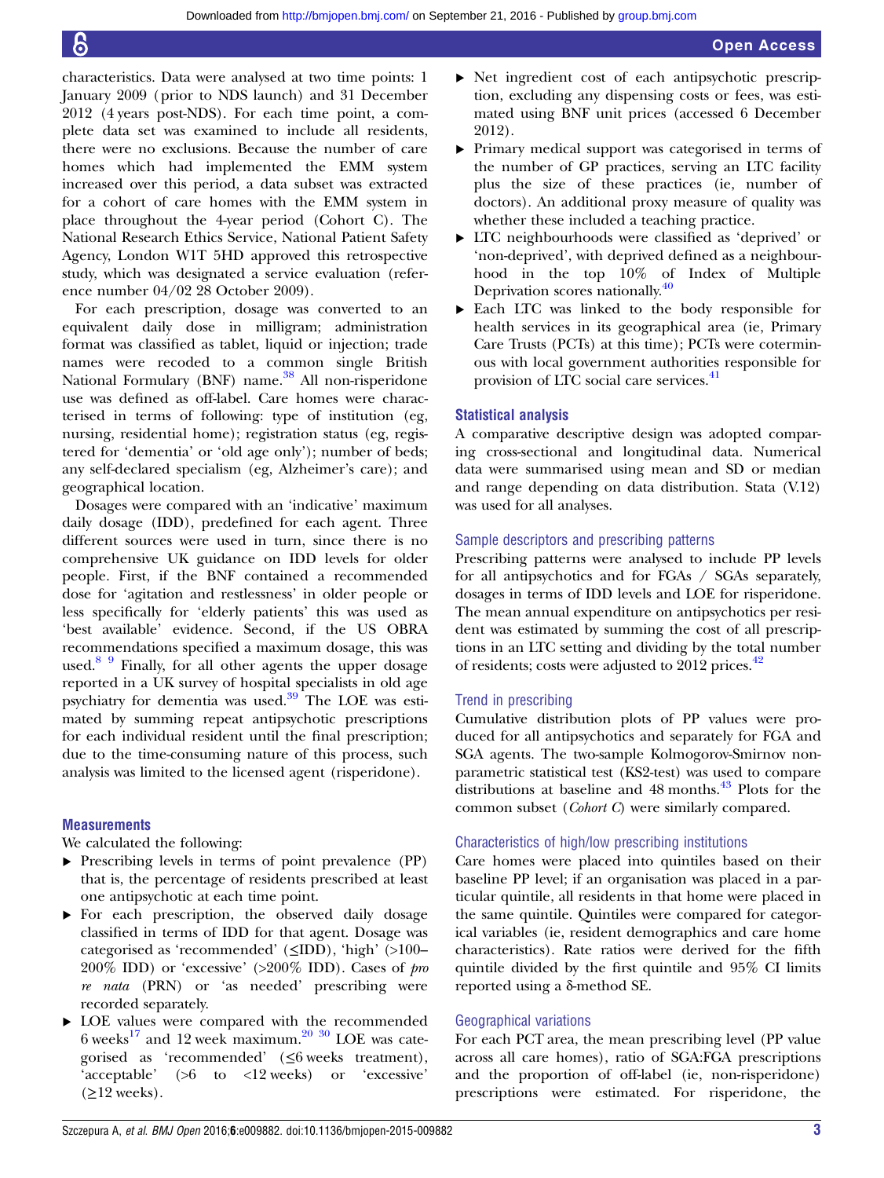characteristics. Data were analysed at two time points: 1 January 2009 (prior to NDS launch) and 31 December 2012 (4 years post-NDS). For each time point, a complete data set was examined to include all residents, there were no exclusions. Because the number of care homes which had implemented the EMM system increased over this period, a data subset was extracted for a cohort of care homes with the EMM system in place throughout the 4-year period (Cohort C). The National Research Ethics Service, National Patient Safety Agency, London W1T 5HD approved this retrospective study, which was designated a service evaluation (reference number 04/02 28 October 2009).

For each prescription, dosage was converted to an equivalent daily dose in milligram; administration format was classified as tablet, liquid or injection; trade names were recoded to a common single British National Formulary (BNF) name.[38] All non-risperidone use was defined as off-label. Care homes were characterised in terms of following: type of institution (eg, nursing, residential home); registration status (eg, registered for 'dementia' or 'old age only'); number of beds; any self-declared specialism (eg, Alzheimer's care); and geographical location.

Dosages were compared with an 'indicative' maximum daily dosage (IDD), predefined for each agent. Three different sources were used in turn, since there is no comprehensive UK guidance on IDD levels for older people. First, if the BNF contained a recommended dose for 'agitation and restlessness' in older people or less specifically for 'elderly patients' this was used as 'best available' evidence. Second, if the US OBRA recommendations specified a maximum dosage, this was used.[8 9] Finally, for all other agents the upper dosage reported in a UK survey of hospital specialists in old age psychiatry for dementia was used.[39] The LOE was estimated by summing repeat antipsychotic prescriptions for each individual resident until the final prescription; due to the time-consuming nature of this process, such analysis was limited to the licensed agent (risperidone).

### Measurements

We calculated the following:

- Prescribing levels in terms of point prevalence (PP) that is, the percentage of residents prescribed at least one antipsychotic at each time point.
- For each prescription, the observed daily dosage classified in terms of IDD for that agent. Dosage was categorised as 'recommended' (≤IDD), 'high' (>100–200% IDD) or 'excessive' (>200% IDD). Cases of *pro re nata* (PRN) or 'as needed' prescribing were recorded separately.
- LOE values were compared with the recommended 6 weeks[17] and 12 week maximum.[20 30] LOE was categorised as 'recommended' (≤6 weeks treatment), 'acceptable' (>6 to <12 weeks) or 'excessive' (≥12 weeks).
- Net ingredient cost of each antipsychotic prescription, excluding any dispensing costs or fees, was estimated using BNF unit prices (accessed 6 December 2012).
- Primary medical support was categorised in terms of the number of GP practices, serving an LTC facility plus the size of these practices (ie, number of doctors). An additional proxy measure of quality was whether these included a teaching practice.
- LTC neighbourhoods were classified as 'deprived' or 'non-deprived', with deprived defined as a neighbourhood in the top 10% of Index of Multiple Deprivation scores nationally.[40]
- Each LTC was linked to the body responsible for health services in its geographical area (ie, Primary Care Trusts (PCTs) at this time); PCTs were coterminous with local government authorities responsible for provision of LTC social care services.[41]

### Statistical analysis

A comparative descriptive design was adopted comparing cross-sectional and longitudinal data. Numerical data were summarised using mean and SD or median and range depending on data distribution. Stata (V.12) was used for all analyses.

#### Sample descriptors and prescribing patterns

Prescribing patterns were analysed to include PP levels for all antipsychotics and for FGAs / SGAs separately, dosages in terms of IDD levels and LOE for risperidone. The mean annual expenditure on antipsychotics per resident was estimated by summing the cost of all prescriptions in an LTC setting and dividing by the total number of residents; costs were adjusted to 2012 prices.[42]

#### Trend in prescribing

Cumulative distribution plots of PP values were produced for all antipsychotics and separately for FGA and SGA agents. The two-sample Kolmogorov-Smirnov nonparametric statistical test (KS2-test) was used to compare distributions at baseline and 48 months.[43] Plots for the common subset (*Cohort C*) were similarly compared.

#### Characteristics of high/low prescribing institutions

Care homes were placed into quintiles based on their baseline PP level; if an organisation was placed in a particular quintile, all residents in that home were placed in the same quintile. Quintiles were compared for categorical variables (ie, resident demographics and care home characteristics). Rate ratios were derived for the fifth quintile divided by the first quintile and 95% CI limits reported using a δ-method SE.

#### Geographical variations

For each PCT area, the mean prescribing level (PP value across all care homes), ratio of SGA:FGA prescriptions and the proportion of off-label (ie, non-risperidone) prescriptions were estimated. For risperidone, the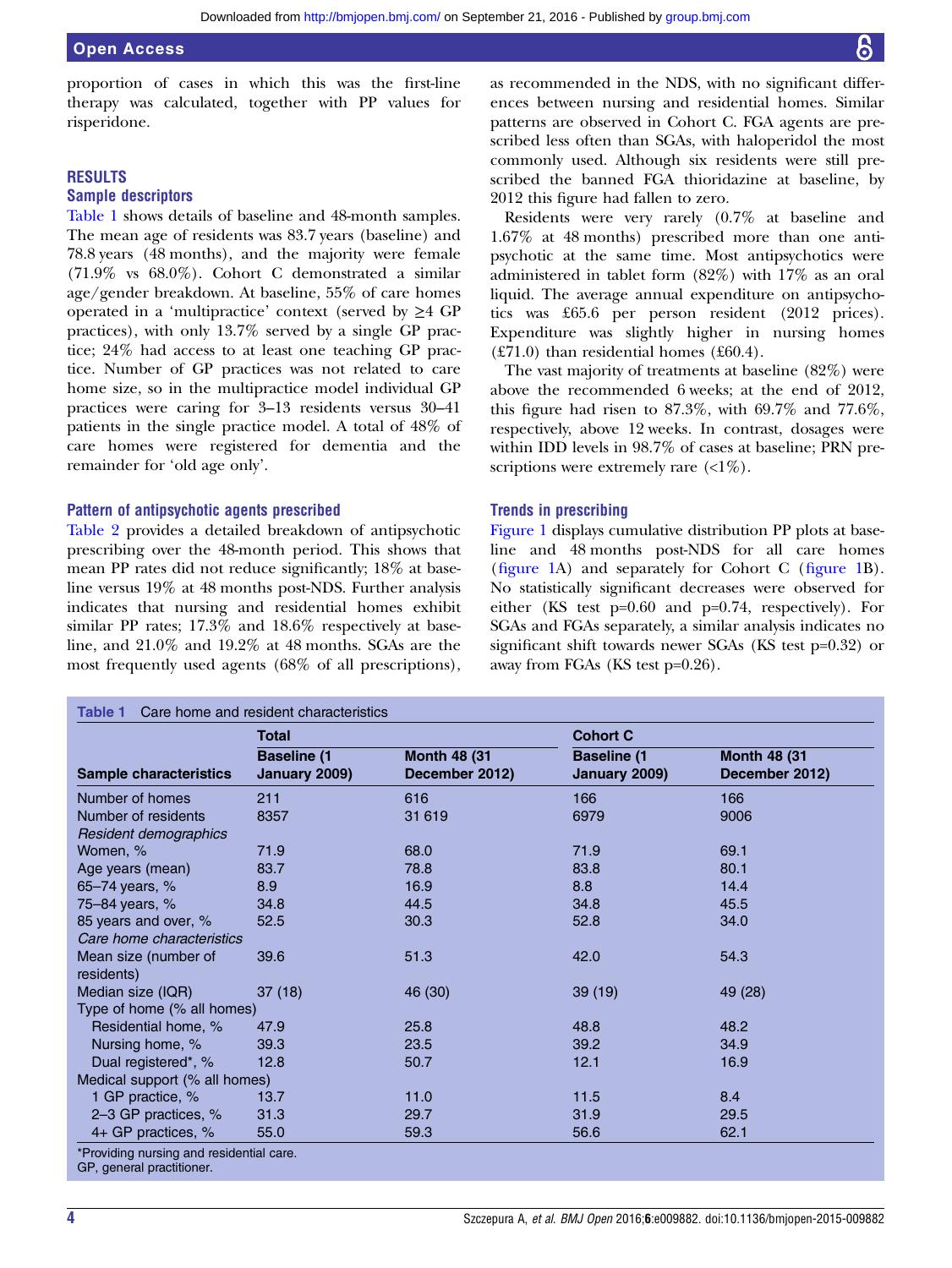proportion of cases in which this was the first-line therapy was calculated, together with PP values for risperidone.

## RESULTS

### Sample descriptors

Table 1 shows details of baseline and 48-month samples. The mean age of residents was 83.7 years (baseline) and 78.8 years (48 months), and the majority were female (71.9% vs 68.0%). Cohort C demonstrated a similar age/gender breakdown. At baseline, 55% of care homes operated in a 'multipractice' context (served by ≥4 GP practices), with only 13.7% served by a single GP practice; 24% had access to at least one teaching GP practice. Number of GP practices was not related to care home size, so in the multipractice model individual GP practices were caring for 3–13 residents versus 30–41 patients in the single practice model. A total of 48% of care homes were registered for dementia and the remainder for 'old age only'.

### Pattern of antipsychotic agents prescribed

Table 2 provides a detailed breakdown of antipsychotic prescribing over the 48-month period. This shows that mean PP rates did not reduce significantly; 18% at baseline versus 19% at 48 months post-NDS. Further analysis indicates that nursing and residential homes exhibit similar PP rates; 17.3% and 18.6% respectively at baseline, and 21.0% and 19.2% at 48 months. SGAs are the most frequently used agents (68% of all prescriptions), as recommended in the NDS, with no significant differences between nursing and residential homes. Similar patterns are observed in Cohort C. FGA agents are prescribed less often than SGAs, with haloperidol the most commonly used. Although six residents were still prescribed the banned FGA thioridazine at baseline, by 2012 this figure had fallen to zero.

Residents were very rarely (0.7% at baseline and 1.67% at 48 months) prescribed more than one antipsychotic at the same time. Most antipsychotics were administered in tablet form (82%) with 17% as an oral liquid. The average annual expenditure on antipsychotics was £65.6 per person resident (2012 prices). Expenditure was slightly higher in nursing homes (£71.0) than residential homes (£60.4).

The vast majority of treatments at baseline (82%) were above the recommended 6 weeks; at the end of 2012, this figure had risen to 87.3%, with 69.7% and 77.6%, respectively, above 12 weeks. In contrast, dosages were within IDD levels in 98.7% of cases at baseline; PRN prescriptions were extremely rare (<1%).

### Trends in prescribing

Figure 1 displays cumulative distribution PP plots at baseline and 48 months post-NDS for all care homes (figure 1A) and separately for Cohort C (figure 1B). No statistically significant decreases were observed for either (KS test p=0.60 and p=0.74, respectively). For SGAs and FGAs separately, a similar analysis indicates no significant shift towards newer SGAs (KS test p=0.32) or away from FGAs (KS test p=0.26).

**Table 1** Care home and resident characteristics

| | Total | | Cohort C | |
|---|---|---|---|---|
| Sample characteristics | Baseline (1 January 2009) | Month 48 (31 December 2012) | Baseline (1 January 2009) | Month 48 (31 December 2012) |
| Number of homes | 211 | 616 | 166 | 166 |
| Number of residents | 8357 | 31 619 | 6979 | 9006 |
| *Resident demographics* | | | | |
| Women, % | 71.9 | 68.0 | 71.9 | 69.1 |
| Age years (mean) | 83.7 | 78.8 | 83.8 | 80.1 |
| 65–74 years, % | 8.9 | 16.9 | 8.8 | 14.4 |
| 75–84 years, % | 34.8 | 44.5 | 34.8 | 45.5 |
| 85 years and over, % | 52.5 | 30.3 | 52.8 | 34.0 |
| *Care home characteristics* | | | | |
| Mean size (number of residents) | 39.6 | 51.3 | 42.0 | 54.3 |
| Median size (IQR) | 37 (18) | 46 (30) | 39 (19) | 49 (28) |
| Type of home (% all homes) | | | | |
| Residential home, % | 47.9 | 25.8 | 48.8 | 48.2 |
| Nursing home, % | 39.3 | 23.5 | 39.2 | 34.9 |
| Dual registered*, % | 12.8 | 50.7 | 12.1 | 16.9 |
| Medical support (% all homes) | | | | |
| 1 GP practice, % | 13.7 | 11.0 | 11.5 | 8.4 |
| 2–3 GP practices, % | 31.3 | 29.7 | 31.9 | 29.5 |
| 4+ GP practices, % | 55.0 | 59.3 | 56.6 | 62.1 |

*Providing nursing and residential care.
GP, general practitioner.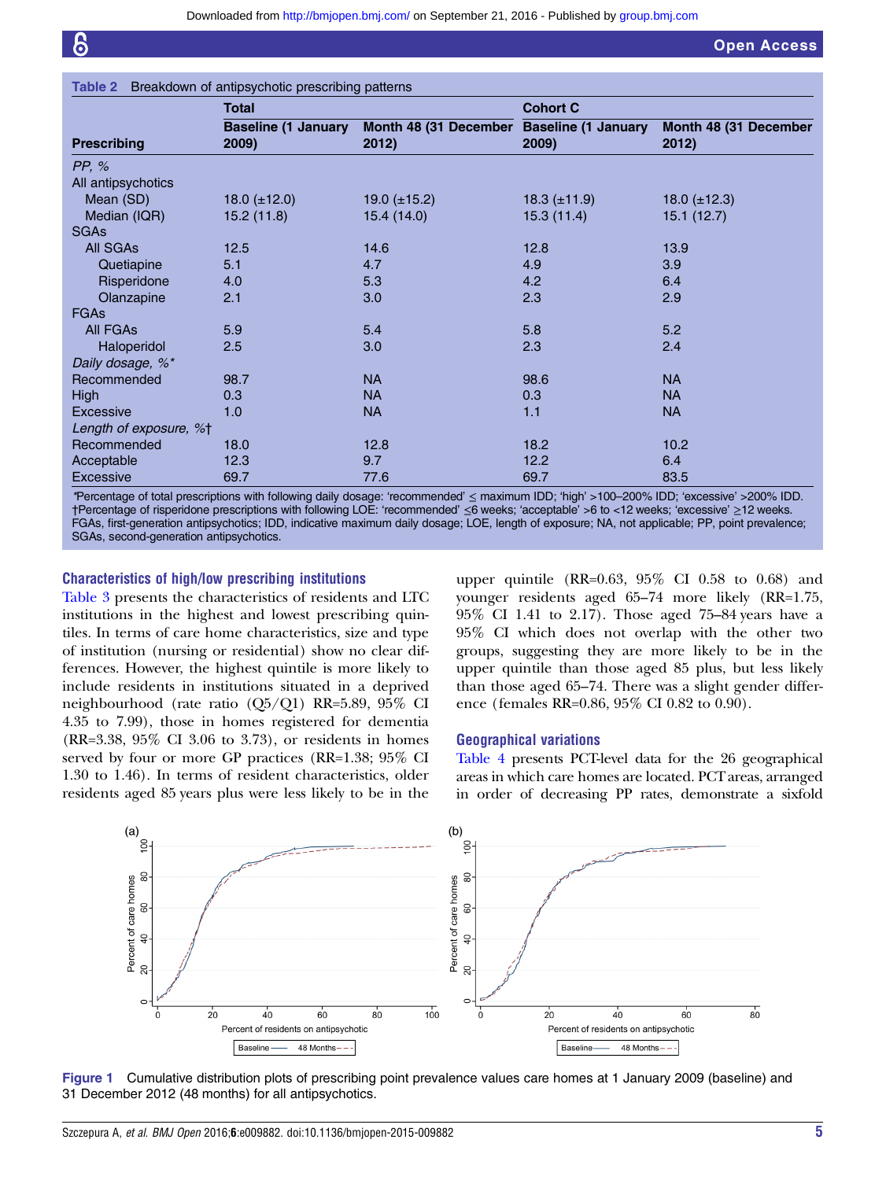**Table 2** Breakdown of antipsychotic prescribing patterns

| Prescribing | Total | | Cohort C | |
|---|---|---|---|---|
| | Baseline (1 January 2009) | Month 48 (31 December 2012) | Baseline (1 January 2009) | Month 48 (31 December 2012) |
| *PP, %* | | | | |
| All antipsychotics | | | | |
| Mean (SD) | 18.0 (±12.0) | 19.0 (±15.2) | 18.3 (±11.9) | 18.0 (±12.3) |
| Median (IQR) | 15.2 (11.8) | 15.4 (14.0) | 15.3 (11.4) | 15.1 (12.7) |
| SGAs | | | | |
| All SGAs | 12.5 | 14.6 | 12.8 | 13.9 |
| Quetiapine | 5.1 | 4.7 | 4.9 | 3.9 |
| Risperidone | 4.0 | 5.3 | 4.2 | 6.4 |
| Olanzapine | 2.1 | 3.0 | 2.3 | 2.9 |
| FGAs | | | | |
| All FGAs | 5.9 | 5.4 | 5.8 | 5.2 |
| Haloperidol | 2.5 | 3.0 | 2.3 | 2.4 |
| *Daily dosage, %\** | | | | |
| Recommended | 98.7 | NA | 98.6 | NA |
| High | 0.3 | NA | 0.3 | NA |
| Excessive | 1.0 | NA | 1.1 | NA |
| *Length of exposure, %†* | | | | |
| Recommended | 18.0 | 12.8 | 18.2 | 10.2 |
| Acceptable | 12.3 | 9.7 | 12.2 | 6.4 |
| Excessive | 69.7 | 77.6 | 69.7 | 83.5 |

\*Percentage of total prescriptions with following daily dosage: 'recommended' ≤ maximum IDD; 'high' >100–200% IDD; 'excessive' >200% IDD.
†Percentage of risperidone prescriptions with following LOE: 'recommended' ≤6 weeks; 'acceptable' >6 to <12 weeks; 'excessive' ≥12 weeks.
FGAs, first-generation antipsychotics; IDD, indicative maximum daily dosage; LOE, length of exposure; NA, not applicable; PP, point prevalence; SGAs, second-generation antipsychotics.

## Characteristics of high/low prescribing institutions

Table 3 presents the characteristics of residents and LTC institutions in the highest and lowest prescribing quintiles. In terms of care home characteristics, size and type of institution (nursing or residential) show no clear differences. However, the highest quintile is more likely to include residents in institutions situated in a deprived neighbourhood (rate ratio (Q5/Q1) RR=5.89, 95% CI 4.35 to 7.99), those in homes registered for dementia (RR=3.38, 95% CI 3.06 to 3.73), or residents in homes served by four or more GP practices (RR=1.38; 95% CI 1.30 to 1.46). In terms of resident characteristics, older residents aged 85 years plus were less likely to be in the upper quintile (RR=0.63, 95% CI 0.58 to 0.68) and younger residents aged 65–74 more likely (RR=1.75, 95% CI 1.41 to 2.17). Those aged 75–84 years have a 95% CI which does not overlap with the other two groups, suggesting they are more likely to be in the upper quintile than those aged 85 plus, but less likely than those aged 65–74. There was a slight gender difference (females RR=0.86, 95% CI 0.82 to 0.90).

## Geographical variations

Table 4 presents PCT-level data for the 26 geographical areas in which care homes are located. PCT areas, arranged in order of decreasing PP rates, demonstrate a sixfold

**Figure 1** Cumulative distribution plots of prescribing point prevalence values care homes at 1 January 2009 (baseline) and 31 December 2012 (48 months) for all antipsychotics.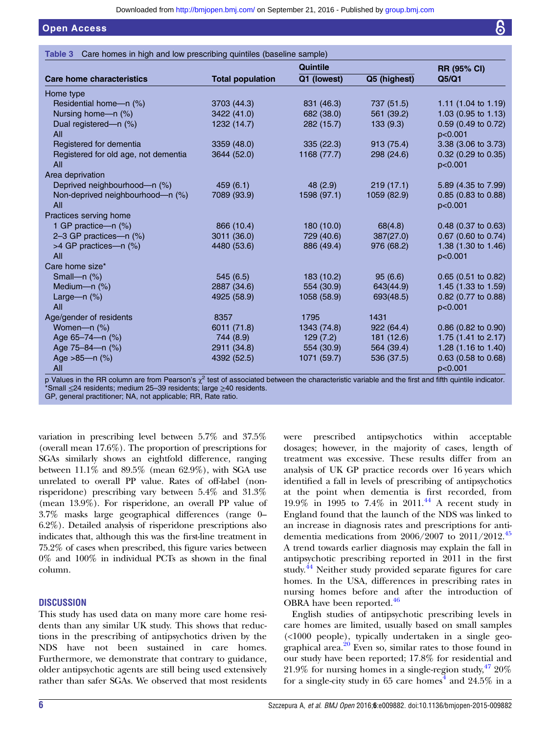**Table 3** Care homes in high and low prescribing quintiles (baseline sample)

| Care home characteristics | Total population | Quintile Q1 (lowest) | Quintile Q5 (highest) | RR (95% CI) Q5/Q1 |
|---|---|---|---|---|
| Home type | | | | |
| Residential home—n (%) | 3703 (44.3) | 831 (46.3) | 737 (51.5) | 1.11 (1.04 to 1.19) |
| Nursing home—n (%) | 3422 (41.0) | 682 (38.0) | 561 (39.2) | 1.03 (0.95 to 1.13) |
| Dual registered—n (%) | 1232 (14.7) | 282 (15.7) | 133 (9.3) | 0.59 (0.49 to 0.72) |
| All | | | | p<0.001 |
| Registered for dementia | 3359 (48.0) | 335 (22.3) | 913 (75.4) | 3.38 (3.06 to 3.73) |
| Registered for old age, not dementia | 3644 (52.0) | 1168 (77.7) | 298 (24.6) | 0.32 (0.29 to 0.35) |
| All | | | | p<0.001 |
| Area deprivation | | | | |
| Deprived neighbourhood—n (%) | 459 (6.1) | 48 (2.9) | 219 (17.1) | 5.89 (4.35 to 7.99) |
| Non-deprived neighbourhood—n (%) | 7089 (93.9) | 1598 (97.1) | 1059 (82.9) | 0.85 (0.83 to 0.88) |
| All | | | | p<0.001 |
| Practices serving home | | | | |
| 1 GP practice—n (%) | 866 (10.4) | 180 (10.0) | 68(4.8) | 0.48 (0.37 to 0.63) |
| 2–3 GP practices—n (%) | 3011 (36.0) | 729 (40.6) | 387(27.0) | 0.67 (0.60 to 0.74) |
| >4 GP practices—n (%) | 4480 (53.6) | 886 (49.4) | 976 (68.2) | 1.38 (1.30 to 1.46) |
| All | | | | p<0.001 |
| Care home size* | | | | |
| Small—n (%) | 545 (6.5) | 183 (10.2) | 95 (6.6) | 0.65 (0.51 to 0.82) |
| Medium—n (%) | 2887 (34.6) | 554 (30.9) | 643(44.9) | 1.45 (1.33 to 1.59) |
| Large—n (%) | 4925 (58.9) | 1058 (58.9) | 693(48.5) | 0.82 (0.77 to 0.88) |
| All | | | | p<0.001 |
| Age/gender of residents | 8357 | 1795 | 1431 | |
| Women—n (%) | 6011 (71.8) | 1343 (74.8) | 922 (64.4) | 0.86 (0.82 to 0.90) |
| Age 65–74—n (%) | 744 (8.9) | 129 (7.2) | 181 (12.6) | 1.75 (1.41 to 2.17) |
| Age 75–84—n (%) | 2911 (34.8) | 554 (30.9) | 564 (39.4) | 1.28 (1.16 to 1.40) |
| Age >85—n (%) | 4392 (52.5) | 1071 (59.7) | 536 (37.5) | 0.63 (0.58 to 0.68) |
| All | | | | p<0.001 |

p Values in the RR column are from Pearson's $\chi^2$ test of associated between the characteristic variable and the first and fifth quintile indicator.
*Small ≤24 residents; medium 25–39 residents; large ≥40 residents.
GP, general practitioner; NA, not applicable; RR, Rate ratio.

variation in prescribing level between 5.7% and 37.5% (overall mean 17.6%). The proportion of prescriptions for SGAs similarly shows an eightfold difference, ranging between 11.1% and 89.5% (mean 62.9%), with SGA use unrelated to overall PP value. Rates of off-label (non-risperidone) prescribing vary between 5.4% and 31.3% (mean 13.9%). For risperidone, an overall PP value of 3.7% masks large geographical differences (range 0–6.2%). Detailed analysis of risperidone prescriptions also indicates that, although this was the first-line treatment in 75.2% of cases when prescribed, this figure varies between 0% and 100% in individual PCTs as shown in the final column.

## DISCUSSION

This study has used data on many more care home residents than any similar UK study. This shows that reductions in the prescribing of antipsychotics driven by the NDS have not been sustained in care homes. Furthermore, we demonstrate that contrary to guidance, older antipsychotic agents are still being used extensively rather than safer SGAs. We observed that most residents were prescribed antipsychotics within acceptable dosages; however, in the majority of cases, length of treatment was excessive. These results differ from an analysis of UK GP practice records over 16 years which identified a fall in levels of prescribing of antipsychotics at the point when dementia is first recorded, from 19.9% in 1995 to 7.4% in 2011.[44] A recent study in England found that the launch of the NDS was linked to an increase in diagnosis rates and prescriptions for anti-dementia medications from 2006/2007 to 2011/2012.[45] A trend towards earlier diagnosis may explain the fall in antipsychotic prescribing reported in 2011 in the first study.[44] Neither study provided separate figures for care homes. In the USA, differences in prescribing rates in nursing homes before and after the introduction of OBRA have been reported.[46]

English studies of antipsychotic prescribing levels in care homes are limited, usually based on small samples (<1000 people), typically undertaken in a single geographical area.[20] Even so, similar rates to those found in our study have been reported; 17.8% for residential and 21.9% for nursing homes in a single-region study,[47] 20% for a single-city study in 65 care homes[4] and 24.5% in a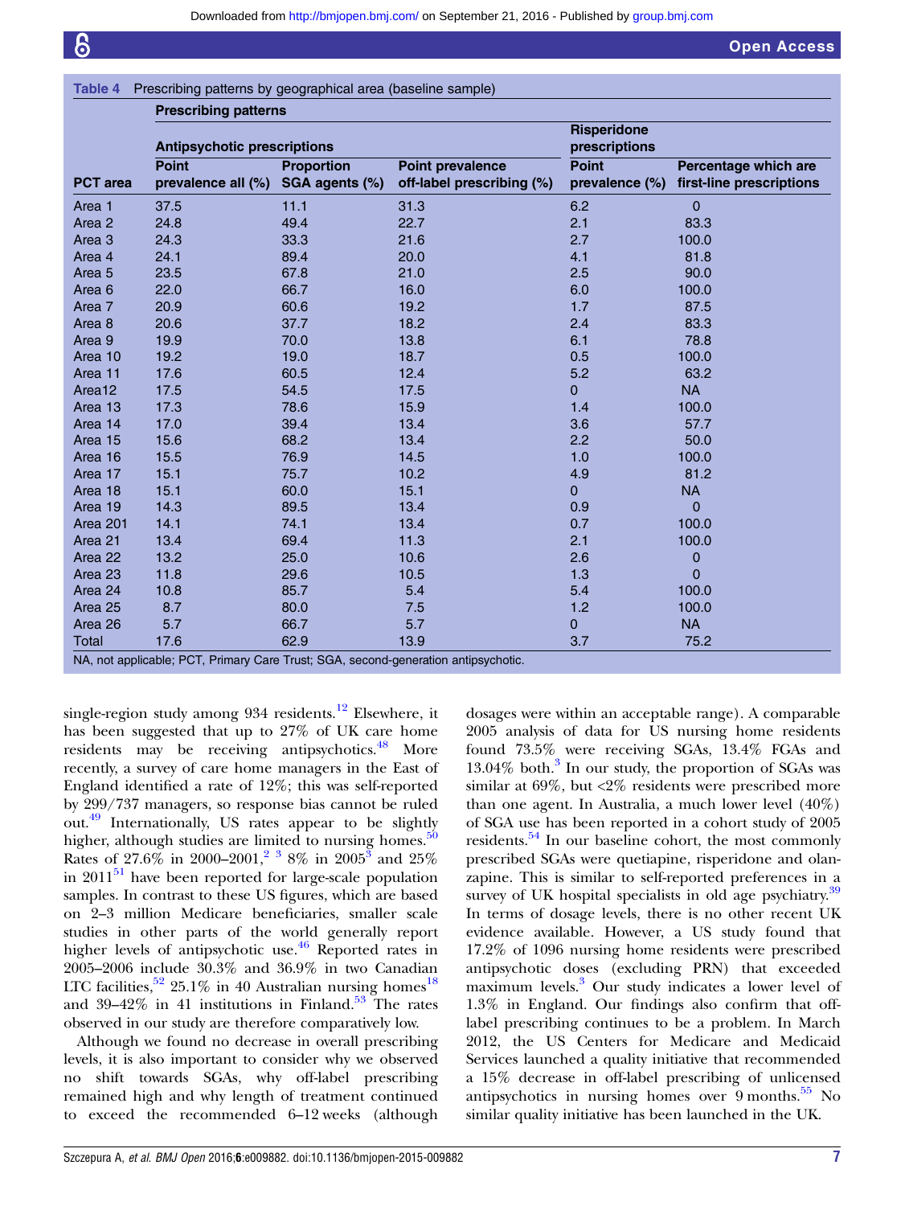**Table 4** Prescribing patterns by geographical area (baseline sample)

| PCT area | Prescribing patterns | | | | |
|---|---|---|---|---|---|
| | Antipsychotic prescriptions | | | Risperidone prescriptions | |
| | Point prevalence all (%) | Proportion SGA agents (%) | Point prevalence off-label prescribing (%) | Point prevalence (%) | Percentage which are first-line prescriptions |
| Area 1 | 37.5 | 11.1 | 31.3 | 6.2 | 0 |
| Area 2 | 24.8 | 49.4 | 22.7 | 2.1 | 83.3 |
| Area 3 | 24.3 | 33.3 | 21.6 | 2.7 | 100.0 |
| Area 4 | 24.1 | 89.4 | 20.0 | 4.1 | 81.8 |
| Area 5 | 23.5 | 67.8 | 21.0 | 2.5 | 90.0 |
| Area 6 | 22.0 | 66.7 | 16.0 | 6.0 | 100.0 |
| Area 7 | 20.9 | 60.6 | 19.2 | 1.7 | 87.5 |
| Area 8 | 20.6 | 37.7 | 18.2 | 2.4 | 83.3 |
| Area 9 | 19.9 | 70.0 | 13.8 | 6.1 | 78.8 |
| Area 10 | 19.2 | 19.0 | 18.7 | 0.5 | 100.0 |
| Area 11 | 17.6 | 60.5 | 12.4 | 5.2 | 63.2 |
| Area12 | 17.5 | 54.5 | 17.5 | 0 | NA |
| Area 13 | 17.3 | 78.6 | 15.9 | 1.4 | 100.0 |
| Area 14 | 17.0 | 39.4 | 13.4 | 3.6 | 57.7 |
| Area 15 | 15.6 | 68.2 | 13.4 | 2.2 | 50.0 |
| Area 16 | 15.5 | 76.9 | 14.5 | 1.0 | 100.0 |
| Area 17 | 15.1 | 75.7 | 10.2 | 4.9 | 81.2 |
| Area 18 | 15.1 | 60.0 | 15.1 | 0 | NA |
| Area 19 | 14.3 | 89.5 | 13.4 | 0.9 | 0 |
| Area 201 | 14.1 | 74.1 | 13.4 | 0.7 | 100.0 |
| Area 21 | 13.4 | 69.4 | 11.3 | 2.1 | 100.0 |
| Area 22 | 13.2 | 25.0 | 10.6 | 2.6 | 0 |
| Area 23 | 11.8 | 29.6 | 10.5 | 1.3 | 0 |
| Area 24 | 10.8 | 85.7 | 5.4 | 5.4 | 100.0 |
| Area 25 | 8.7 | 80.0 | 7.5 | 1.2 | 100.0 |
| Area 26 | 5.7 | 66.7 | 5.7 | 0 | NA |
| Total | 17.6 | 62.9 | 13.9 | 3.7 | 75.2 |

NA, not applicable; PCT, Primary Care Trust; SGA, second-generation antipsychotic.

single-region study among 934 residents.[12] Elsewhere, it has been suggested that up to 27% of UK care home residents may be receiving antipsychotics.[48] More recently, a survey of care home managers in the East of England identified a rate of 12%; this was self-reported by 299/737 managers, so response bias cannot be ruled out.[49] Internationally, US rates appear to be slightly higher, although studies are limited to nursing homes.[50] Rates of 27.6% in 2000–2001,[2 3] 8% in 2005[3] and 25% in 2011[51] have been reported for large-scale population samples. In contrast to these US figures, which are based on 2–3 million Medicare beneficiaries, smaller scale studies in other parts of the world generally report higher levels of antipsychotic use.[46] Reported rates in 2005–2006 include 30.3% and 36.9% in two Canadian LTC facilities,[52] 25.1% in 40 Australian nursing homes[18] and 39–42% in 41 institutions in Finland.[53] The rates observed in our study are therefore comparatively low.

Although we found no decrease in overall prescribing levels, it is also important to consider why we observed no shift towards SGAs, why off-label prescribing remained high and why length of treatment continued to exceed the recommended 6–12 weeks (although dosages were within an acceptable range). A comparable 2005 analysis of data for US nursing home residents found 73.5% were receiving SGAs, 13.4% FGAs and 13.04% both.[3] In our study, the proportion of SGAs was similar at 69%, but <2% residents were prescribed more than one agent. In Australia, a much lower level (40%) of SGA use has been reported in a cohort study of 2005 residents.[54] In our baseline cohort, the most commonly prescribed SGAs were quetiapine, risperidone and olanzapine. This is similar to self-reported preferences in a survey of UK hospital specialists in old age psychiatry.[39] In terms of dosage levels, there is no other recent UK evidence available. However, a US study found that 17.2% of 1096 nursing home residents were prescribed antipsychotic doses (excluding PRN) that exceeded maximum levels.[3] Our study indicates a lower level of 1.3% in England. Our findings also confirm that off-label prescribing continues to be a problem. In March 2012, the US Centers for Medicare and Medicaid Services launched a quality initiative that recommended a 15% decrease in off-label prescribing of unlicensed antipsychotics in nursing homes over 9 months.[55] No similar quality initiative has been launched in the UK.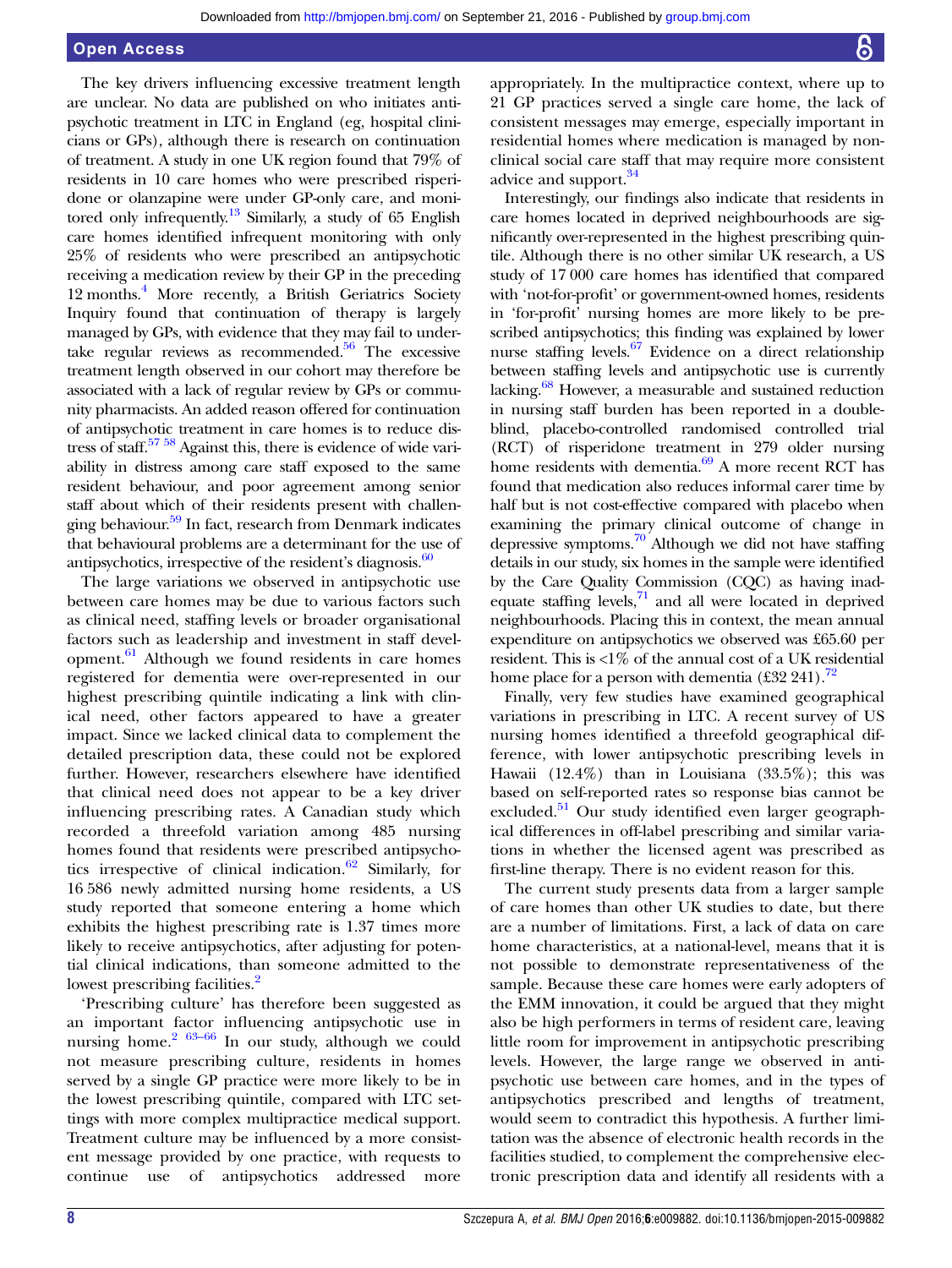The key drivers influencing excessive treatment length are unclear. No data are published on who initiates antipsychotic treatment in LTC in England (eg, hospital clinicians or GPs), although there is research on continuation of treatment. A study in one UK region found that 79% of residents in 10 care homes who were prescribed risperidone or olanzapine were under GP-only care, and monitored only infrequently.[13] Similarly, a study of 65 English care homes identified infrequent monitoring with only 25% of residents who were prescribed an antipsychotic receiving a medication review by their GP in the preceding 12 months.[4] More recently, a British Geriatrics Society Inquiry found that continuation of therapy is largely managed by GPs, with evidence that they may fail to undertake regular reviews as recommended.[56] The excessive treatment length observed in our cohort may therefore be associated with a lack of regular review by GPs or community pharmacists. An added reason offered for continuation of antipsychotic treatment in care homes is to reduce distress of staff.[57 58] Against this, there is evidence of wide variability in distress among care staff exposed to the same resident behaviour, and poor agreement among senior staff about which of their residents present with challenging behaviour.[59] In fact, research from Denmark indicates that behavioural problems are a determinant for the use of antipsychotics, irrespective of the resident's diagnosis.[60]

The large variations we observed in antipsychotic use between care homes may be due to various factors such as clinical need, staffing levels or broader organisational factors such as leadership and investment in staff development.[61] Although we found residents in care homes registered for dementia were over-represented in our highest prescribing quintile indicating a link with clinical need, other factors appeared to have a greater impact. Since we lacked clinical data to complement the detailed prescription data, these could not be explored further. However, researchers elsewhere have identified that clinical need does not appear to be a key driver influencing prescribing rates. A Canadian study which recorded a threefold variation among 485 nursing homes found that residents were prescribed antipsychotics irrespective of clinical indication.[62] Similarly, for 16 586 newly admitted nursing home residents, a US study reported that someone entering a home which exhibits the highest prescribing rate is 1.37 times more likely to receive antipsychotics, after adjusting for potential clinical indications, than someone admitted to the lowest prescribing facilities.[2]

'Prescribing culture' has therefore been suggested as an important factor influencing antipsychotic use in nursing home.[2 63–66] In our study, although we could not measure prescribing culture, residents in homes served by a single GP practice were more likely to be in the lowest prescribing quintile, compared with LTC settings with more complex multipractice medical support. Treatment culture may be influenced by a more consistent message provided by one practice, with requests to continue use of antipsychotics addressed more appropriately. In the multipractice context, where up to 21 GP practices served a single care home, the lack of consistent messages may emerge, especially important in residential homes where medication is managed by non-clinical social care staff that may require more consistent advice and support.[34]

Interestingly, our findings also indicate that residents in care homes located in deprived neighbourhoods are significantly over-represented in the highest prescribing quintile. Although there is no other similar UK research, a US study of 17 000 care homes has identified that compared with 'not-for-profit' or government-owned homes, residents in 'for-profit' nursing homes are more likely to be prescribed antipsychotics; this finding was explained by lower nurse staffing levels.[67] Evidence on a direct relationship between staffing levels and antipsychotic use is currently lacking.[68] However, a measurable and sustained reduction in nursing staff burden has been reported in a double-blind, placebo-controlled randomised controlled trial (RCT) of risperidone treatment in 279 older nursing home residents with dementia.[69] A more recent RCT has found that medication also reduces informal carer time by half but is not cost-effective compared with placebo when examining the primary clinical outcome of change in depressive symptoms.[70] Although we did not have staffing details in our study, six homes in the sample were identified by the Care Quality Commission (CQC) as having inadequate staffing levels,[71] and all were located in deprived neighbourhoods. Placing this in context, the mean annual expenditure on antipsychotics we observed was £65.60 per resident. This is <1% of the annual cost of a UK residential home place for a person with dementia (£32 241).[72]

Finally, very few studies have examined geographical variations in prescribing in LTC. A recent survey of US nursing homes identified a threefold geographical difference, with lower antipsychotic prescribing levels in Hawaii (12.4%) than in Louisiana (33.5%); this was based on self-reported rates so response bias cannot be excluded.[51] Our study identified even larger geographical differences in off-label prescribing and similar variations in whether the licensed agent was prescribed as first-line therapy. There is no evident reason for this.

The current study presents data from a larger sample of care homes than other UK studies to date, but there are a number of limitations. First, a lack of data on care home characteristics, at a national-level, means that it is not possible to demonstrate representativeness of the sample. Because these care homes were early adopters of the EMM innovation, it could be argued that they might also be high performers in terms of resident care, leaving little room for improvement in antipsychotic prescribing levels. However, the large range we observed in antipsychotic use between care homes, and in the types of antipsychotics prescribed and lengths of treatment, would seem to contradict this hypothesis. A further limitation was the absence of electronic health records in the facilities studied, to complement the comprehensive electronic prescription data and identify all residents with a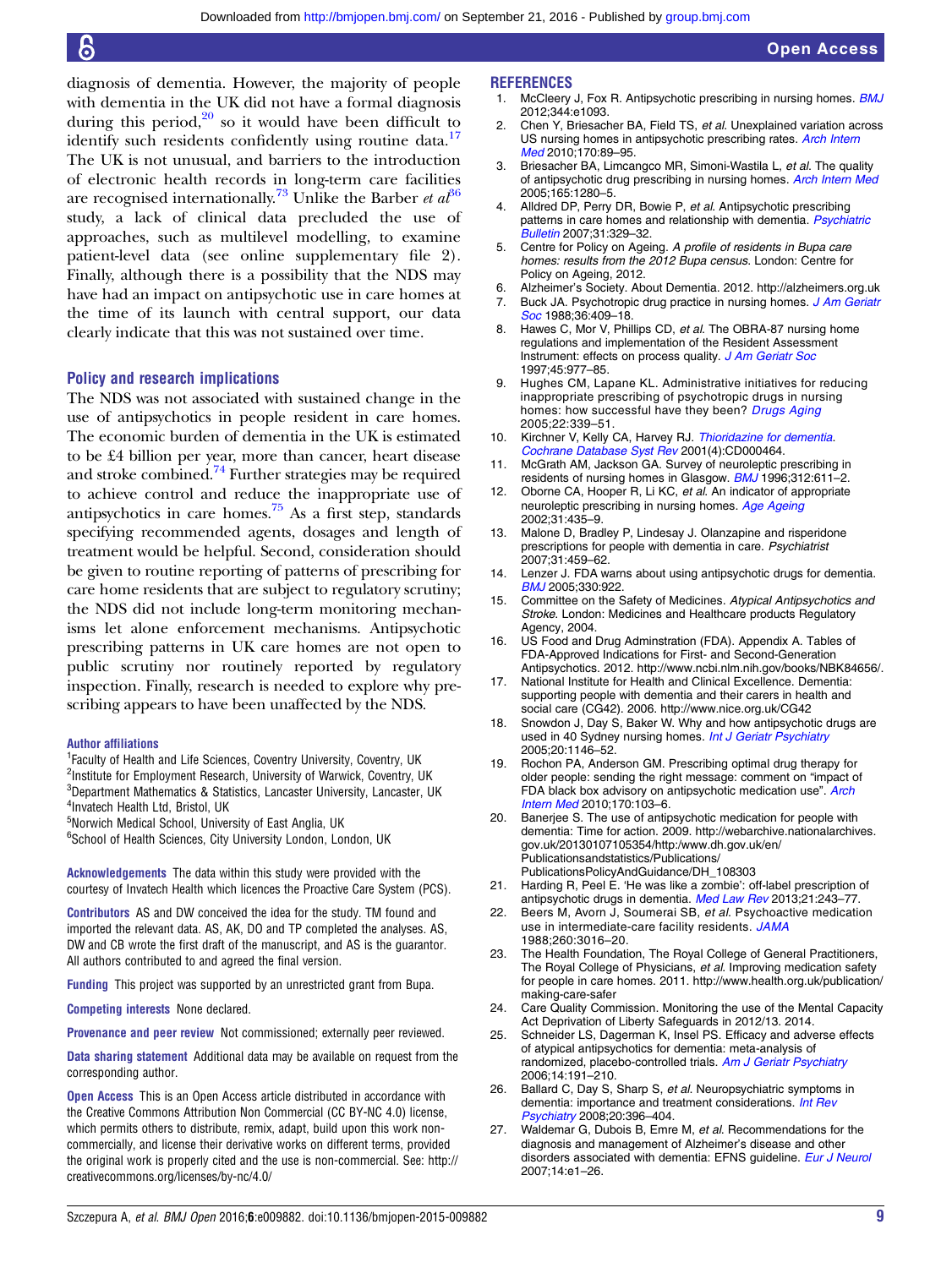diagnosis of dementia. However, the majority of people with dementia in the UK did not have a formal diagnosis during this period,[20] so it would have been difficult to identify such residents confidently using routine data.[17] The UK is not unusual, and barriers to the introduction of electronic health records in long-term care facilities are recognised internationally.[73] Unlike the Barber *et al*[36] study, a lack of clinical data precluded the use of approaches, such as multilevel modelling, to examine patient-level data (see online supplementary file 2). Finally, although there is a possibility that the NDS may have had an impact on antipsychotic use in care homes at the time of its launch with central support, our data clearly indicate that this was not sustained over time.

## Policy and research implications

The NDS was not associated with sustained change in the use of antipsychotics in people resident in care homes. The economic burden of dementia in the UK is estimated to be £4 billion per year, more than cancer, heart disease and stroke combined.[74] Further strategies may be required to achieve control and reduce the inappropriate use of antipsychotics in care homes.[75] As a first step, standards specifying recommended agents, dosages and length of treatment would be helpful. Second, consideration should be given to routine reporting of patterns of prescribing for care home residents that are subject to regulatory scrutiny; the NDS did not include long-term monitoring mechanisms let alone enforcement mechanisms. Antipsychotic prescribing patterns in UK care homes are not open to public scrutiny nor routinely reported by regulatory inspection. Finally, research is needed to explore why prescribing appears to have been unaffected by the NDS.

**Author affiliations**

[1]Faculty of Health and Life Sciences, Coventry University, Coventry, UK
[2]Institute for Employment Research, University of Warwick, Coventry, UK
[3]Department Mathematics & Statistics, Lancaster University, Lancaster, UK
[4]Invatech Health Ltd, Bristol, UK
[5]Norwich Medical School, University of East Anglia, UK
[6]School of Health Sciences, City University London, London, UK

**Acknowledgements** The data within this study were provided with the courtesy of Invatech Health which licences the Proactive Care System (PCS).

**Contributors** AS and DW conceived the idea for the study. TM found and imported the relevant data. AS, AK, DO and TP completed the analyses. AS, DW and CB wrote the first draft of the manuscript, and AS is the guarantor. All authors contributed to and agreed the final version.

**Funding** This project was supported by an unrestricted grant from Bupa.

**Competing interests** None declared.

**Provenance and peer review** Not commissioned; externally peer reviewed.

**Data sharing statement** Additional data may be available on request from the corresponding author.

**Open Access** This is an Open Access article distributed in accordance with the Creative Commons Attribution Non Commercial (CC BY-NC 4.0) license, which permits others to distribute, remix, adapt, build upon this work non-commercially, and license their derivative works on different terms, provided the original work is properly cited and the use is non-commercial. See: http://creativecommons.org/licenses/by-nc/4.0/

## REFERENCES

1. McCleery J, Fox R. Antipsychotic prescribing in nursing homes. *BMJ* 2012;344:e1093.
2. Chen Y, Briesacher BA, Field TS, *et al*. Unexplained variation across US nursing homes in antipsychotic prescribing rates. *Arch Intern Med* 2010;170:89–95.
3. Briesacher BA, Limcangco MR, Simoni-Wastila L, *et al*. The quality of antipsychotic drug prescribing in nursing homes. *Arch Intern Med* 2005;165:1280–5.
4. Alldred DP, Perry DR, Bowie P, *et al*. Antipsychotic prescribing patterns in care homes and relationship with dementia. *Psychiatric Bulletin* 2007;31:329–32.
5. Centre for Policy on Ageing. *A profile of residents in Bupa care homes: results from the 2012 Bupa census*. London: Centre for Policy on Ageing, 2012.
6. Alzheimer's Society. About Dementia. 2012. http://alzheimers.org.uk
7. Buck JA. Psychotropic drug practice in nursing homes. *J Am Geriatr Soc* 1988;36:409–18.
8. Hawes C, Mor V, Phillips CD, *et al*. The OBRA-87 nursing home regulations and implementation of the Resident Assessment Instrument: effects on process quality. *J Am Geriatr Soc* 1997;45:977–85.
9. Hughes CM, Lapane KL. Administrative initiatives for reducing inappropriate prescribing of psychotropic drugs in nursing homes: how successful have they been? *Drugs Aging* 2005;22:339–51.
10. Kirchner V, Kelly CA, Harvey RJ. *Thioridazine for dementia. Cochrane Database Syst Rev* 2001(4):CD000464.
11. McGrath AM, Jackson GA. Survey of neuroleptic prescribing in residents of nursing homes in Glasgow. *BMJ* 1996;312:611–2.
12. Oborne CA, Hooper R, Li KC, *et al*. An indicator of appropriate neuroleptic prescribing in nursing homes. *Age Ageing* 2002;31:435–9.
13. Malone D, Bradley P, Lindesay J. Olanzapine and risperidone prescriptions for people with dementia in care. *Psychiatrist* 2007;31:459–62.
14. Lenzer J. FDA warns about using antipsychotic drugs for dementia. *BMJ* 2005;330:922.
15. Committee on the Safety of Medicines. *Atypical Antipsychotics and Stroke*. London: Medicines and Healthcare products Regulatory Agency, 2004.
16. US Food and Drug Adminstration (FDA). Appendix A. Tables of FDA-Approved Indications for First- and Second-Generation Antipsychotics. 2012. http://www.ncbi.nlm.nih.gov/books/NBK84656/.
17. National Institute for Health and Clinical Excellence. Dementia: supporting people with dementia and their carers in health and social care (CG42). 2006. http://www.nice.org.uk/CG42
18. Snowdon J, Day S, Baker W. Why and how antipsychotic drugs are used in 40 Sydney nursing homes. *Int J Geriatr Psychiatry* 2005;20:1146–52.
19. Rochon PA, Anderson GM. Prescribing optimal drug therapy for older people: sending the right message: comment on "impact of FDA black box advisory on antipsychotic medication use". *Arch Intern Med* 2010;170:103–6.
20. Banerjee S. The use of antipsychotic medication for people with dementia: Time for action. 2009. http://webarchive.nationalarchives.gov.uk/20130107105354/http:/www.dh.gov.uk/en/Publicationsandstatistics/Publications/PublicationsPolicyAndGuidance/DH_108303
21. Harding R, Peel E. 'He was like a zombie': off-label prescription of antipsychotic drugs in dementia. *Med Law Rev* 2013;21:243–77.
22. Beers M, Avorn J, Soumerai SB, *et al*. Psychoactive medication use in intermediate-care facility residents. *JAMA* 1988;260:3016–20.
23. The Health Foundation, The Royal College of General Practitioners, The Royal College of Physicians, *et al*. Improving medication safety for people in care homes. 2011. http://www.health.org.uk/publication/making-care-safer
24. Care Quality Commission. Monitoring the use of the Mental Capacity Act Deprivation of Liberty Safeguards in 2012/13. 2014.
25. Schneider LS, Dagerman K, Insel PS. Efficacy and adverse effects of atypical antipsychotics for dementia: meta-analysis of randomized, placebo-controlled trials. *Am J Geriatr Psychiatry* 2006;14:191–210.
26. Ballard C, Day S, Sharp S, *et al*. Neuropsychiatric symptoms in dementia: importance and treatment considerations. *Int Rev Psychiatry* 2008;20:396–404.
27. Waldemar G, Dubois B, Emre M, *et al*. Recommendations for the diagnosis and management of Alzheimer's disease and other disorders associated with dementia: EFNS guideline. *Eur J Neurol* 2007;14:e1–26.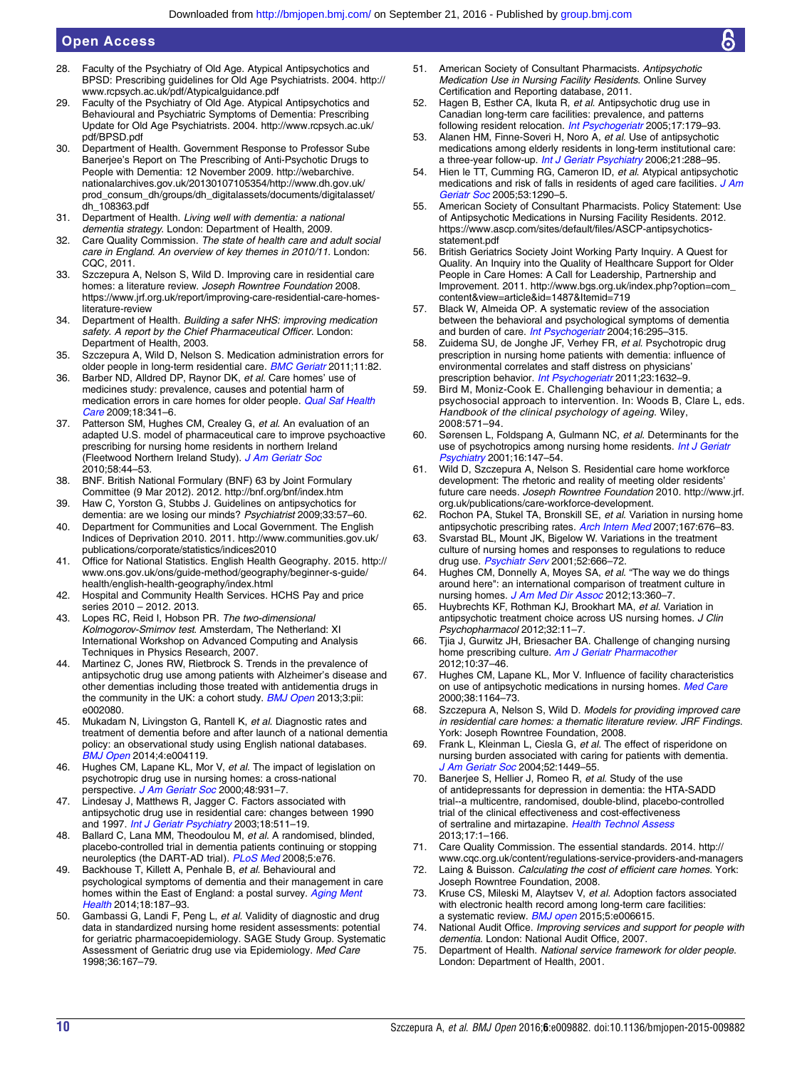28. Faculty of the Psychiatry of Old Age. Atypical Antipsychotics and BPSD: Prescribing guidelines for Old Age Psychiatrists. 2004. http://www.rcpsych.ac.uk/pdf/Atypicalguidance.pdf
29. Faculty of the Psychiatry of Old Age. Atypical Antipsychotics and Behavioural and Psychiatric Symptoms of Dementia: Prescribing Update for Old Age Psychiatrists. 2004. http://www.rcpsych.ac.uk/pdf/BPSD.pdf
30. Department of Health. Government Response to Professor Sube Banerjee's Report on The Prescribing of Anti-Psychotic Drugs to People with Dementia: 12 November 2009. http://webarchive.nationalarchives.gov.uk/20130107105354/http://www.dh.gov.uk/prod_consum_dh/groups/dh_digitalassets/documents/digitalasset/dh_108363.pdf
31. Department of Health. *Living well with dementia: a national dementia strategy*. London: Department of Health, 2009.
32. Care Quality Commission. *The state of health care and adult social care in England. An overview of key themes in 2010/11*. London: CQC, 2011.
33. Szczepura A, Nelson S, Wild D. Improving care in residential care homes: a literature review. *Joseph Rowntree Foundation* 2008. https://www.jrf.org.uk/report/improving-care-residential-care-homes-literature-review
34. Department of Health. *Building a safer NHS: improving medication safety. A report by the Chief Pharmaceutical Officer*. London: Department of Health, 2003.
35. Szczepura A, Wild D, Nelson S. Medication administration errors for older people in long-term residential care. *BMC Geriatr* 2011;11:82.
36. Barber ND, Alldred DP, Raynor DK, *et al*. Care homes' use of medicines study: prevalence, causes and potential harm of medication errors in care homes for older people. *Qual Saf Health Care* 2009;18:341–6.
37. Patterson SM, Hughes CM, Crealey G, *et al*. An evaluation of an adapted U.S. model of pharmaceutical care to improve psychoactive prescribing for nursing home residents in northern Ireland (Fleetwood Northern Ireland Study). *J Am Geriatr Soc* 2010;58:44–53.
38. BNF. British National Formulary (BNF) 63 by Joint Formulary Committee (9 Mar 2012). 2012. http://bnf.org/bnf/index.htm
39. Haw C, Yorston G, Stubbs J. Guidelines on antipsychotics for dementia: are we losing our minds? *Psychiatrist* 2009;33:57–60.
40. Department for Communities and Local Government. The English Indices of Deprivation 2010. 2011. http://www.communities.gov.uk/publications/corporate/statistics/indices2010
41. Office for National Statistics. English Health Geography. 2015. http://www.ons.gov.uk/ons/guide-method/geography/beginner-s-guide/health/english-health-geography/index.html
42. Hospital and Community Health Services. HCHS Pay and price series 2010 – 2012. 2013.
43. Lopes RC, Reid I, Hobson PR. *The two-dimensional Kolmogorov-Smirnov test*. Amsterdam, The Netherland: XI International Workshop on Advanced Computing and Analysis Techniques in Physics Research, 2007.
44. Martinez C, Jones RW, Rietbrock S. Trends in the prevalence of antipsychotic drug use among patients with Alzheimer's disease and other dementias including those treated with antidementia drugs in the community in the UK: a cohort study. *BMJ Open* 2013;3:pii: e002080.
45. Mukadam N, Livingston G, Rantell K, *et al*. Diagnostic rates and treatment of dementia before and after launch of a national dementia policy: an observational study using English national databases. *BMJ Open* 2014;4:e004119.
46. Hughes CM, Lapane KL, Mor V, *et al*. The impact of legislation on psychotropic drug use in nursing homes: a cross-national perspective. *J Am Geriatr Soc* 2000;48:931–7.
47. Lindesay J, Matthews R, Jagger C. Factors associated with antipsychotic drug use in residential care: changes between 1990 and 1997. *Int J Geriatr Psychiatry* 2003;18:511–19.
48. Ballard C, Lana MM, Theodoulou M, *et al*. A randomised, blinded, placebo-controlled trial in dementia patients continuing or stopping neuroleptics (the DART-AD trial). *PLoS Med* 2008;5:e76.
49. Backhouse T, Killett A, Penhale B, *et al*. Behavioural and psychological symptoms of dementia and their management in care homes within the East of England: a postal survey. *Aging Ment Health* 2014;18:187–93.
50. Gambassi G, Landi F, Peng L, *et al*. Validity of diagnostic and drug data in standardized nursing home resident assessments: potential for geriatric pharmacoepidemiology. SAGE Study Group. Systematic Assessment of Geriatric drug use via Epidemiology. *Med Care* 1998;36:167–79.
51. American Society of Consultant Pharmacists. *Antipsychotic Medication Use in Nursing Facility Residents*. Online Survey Certification and Reporting database, 2011.
52. Hagen B, Esther CA, Ikuta R, *et al*. Antipsychotic drug use in Canadian long-term care facilities: prevalence, and patterns following resident relocation. *Int Psychogeriatr* 2005;17:179–93.
53. Alanen HM, Finne-Soveri H, Noro A, *et al*. Use of antipsychotic medications among elderly residents in long-term institutional care: a three-year follow-up. *Int J Geriatr Psychiatry* 2006;21:288–95.
54. Hien le TT, Cumming RG, Cameron ID, *et al*. Atypical antipsychotic medications and risk of falls in residents of aged care facilities. *J Am Geriatr Soc* 2005;53:1290–5.
55. American Society of Consultant Pharmacists. Policy Statement: Use of Antipsychotic Medications in Nursing Facility Residents. 2012. https://www.ascp.com/sites/default/files/ASCP-antipsychotics-statement.pdf
56. British Geriatrics Society Joint Working Party Inquiry. A Quest for Quality. An Inquiry into the Quality of Healthcare Support for Older People in Care Homes: A Call for Leadership, Partnership and Improvement. 2011. http://www.bgs.org.uk/index.php?option=com_content&view=article&id=1487&Itemid=719
57. Black W, Almeida OP. A systematic review of the association between the behavioral and psychological symptoms of dementia and burden of care. *Int Psychogeriatr* 2004;16:295–315.
58. Zuidema SU, de Jonghe JF, Verhey FR, *et al*. Psychotropic drug prescription in nursing home patients with dementia: influence of environmental correlates and staff distress on physicians' prescription behavior. *Int Psychogeriatr* 2011;23:1632–9.
59. Bird M, Moniz-Cook E. Challenging behaviour in dementia; a psychosocial approach to intervention. In: Woods B, Clare L, eds. *Handbook of the clinical psychology of ageing*. Wiley, 2008:571–94.
60. Sørensen L, Foldspang A, Gulmann NC, *et al*. Determinants for the use of psychotropics among nursing home residents. *Int J Geriatr Psychiatry* 2001;16:147–54.
61. Wild D, Szczepura A, Nelson S. Residential care home workforce development: The rhetoric and reality of meeting older residents' future care needs. *Joseph Rowntree Foundation* 2010. http://www.jrf.org.uk/publications/care-workforce-development.
62. Rochon PA, Stukel TA, Bronskill SE, *et al*. Variation in nursing home antipsychotic prescribing rates. *Arch Intern Med* 2007;167:676–83.
63. Svarstad BL, Mount JK, Bigelow W. Variations in the treatment culture of nursing homes and responses to regulations to reduce drug use. *Psychiatr Serv* 2001;52:666–72.
64. Hughes CM, Donnelly A, Moyes SA, *et al*. "The way we do things around here": an international comparison of treatment culture in nursing homes. *J Am Med Dir Assoc* 2012;13:360–7.
65. Huybrechts KF, Rothman KJ, Brookhart MA, *et al*. Variation in antipsychotic treatment choice across US nursing homes. *J Clin Psychopharmacol* 2012;32:11–7.
66. Tjia J, Gurwitz JH, Briesacher BA. Challenge of changing nursing home prescribing culture. *Am J Geriatr Pharmacother* 2012;10:37–46.
67. Hughes CM, Lapane KL, Mor V. Influence of facility characteristics on use of antipsychotic medications in nursing homes. *Med Care* 2000;38:1164–73.
68. Szczepura A, Nelson S, Wild D. *Models for providing improved care in residential care homes: a thematic literature review. JRF Findings*. York: Joseph Rowntree Foundation, 2008.
69. Frank L, Kleinman L, Ciesla G, *et al*. The effect of risperidone on nursing burden associated with caring for patients with dementia. *J Am Geriatr Soc* 2004;52:1449–55.
70. Banerjee S, Hellier J, Romeo R, *et al*. Study of the use of antidepressants for depression in dementia: the HTA-SADD trial--a multicentre, randomised, double-blind, placebo-controlled trial of the clinical effectiveness and cost-effectiveness of sertraline and mirtazapine. *Health Technol Assess* 2013;17:1–166.
71. Care Quality Commission. The essential standards. 2014. http://www.cqc.org.uk/content/regulations-service-providers-and-managers
72. Laing & Buisson. *Calculating the cost of efficient care homes*. York: Joseph Rowntree Foundation, 2008.
73. Kruse CS, Mileski M, Alaytsev V, *et al*. Adoption factors associated with electronic health record among long-term care facilities: a systematic review. *BMJ open* 2015;5:e006615.
74. National Audit Office. *Improving services and support for people with dementia*. London: National Audit Office, 2007.
75. Department of Health. *National service framework for older people*. London: Department of Health, 2001.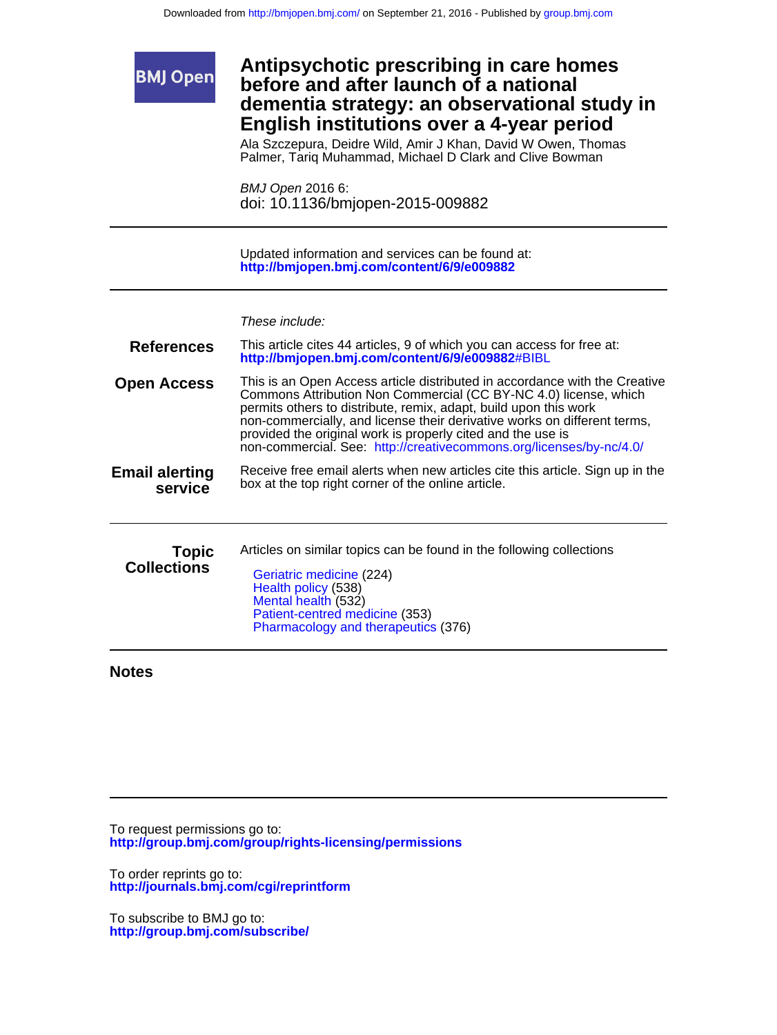Downloaded from http://bmjopen.bmj.com/ on September 21, 2016 - Published by group.bmj.com

BMJ Open

# Antipsychotic prescribing in care homes before and after launch of a national dementia strategy: an observational study in English institutions over a 4-year period

Ala Szczepura, Deidre Wild, Amir J Khan, David W Owen, Thomas Palmer, Tariq Muhammad, Michael D Clark and Clive Bowman

*BMJ Open* 2016 6:
doi: 10.1136/bmjopen-2015-009882

Updated information and services can be found at:
**http://bmjopen.bmj.com/content/6/9/e009882**

*These include:*

**References**

This article cites 44 articles, 9 of which you can access for free at:
**http://bmjopen.bmj.com/content/6/9/e009882**#BIBL

**Open Access**

This is an Open Access article distributed in accordance with the Creative Commons Attribution Non Commercial (CC BY-NC 4.0) license, which permits others to distribute, remix, adapt, build upon this work non-commercially, and license their derivative works on different terms, provided the original work is properly cited and the use is non-commercial. See: http://creativecommons.org/licenses/by-nc/4.0/

**Email alerting service**

Receive free email alerts when new articles cite this article. Sign up in the box at the top right corner of the online article.

**Topic Collections**

Articles on similar topics can be found in the following collections

- Geriatric medicine (224)
- Health policy (538)
- Mental health (532)
- Patient-centred medicine (353)
- Pharmacology and therapeutics (376)

## Notes

To request permissions go to:
**http://group.bmj.com/group/rights-licensing/permissions**

To order reprints go to:
**http://journals.bmj.com/cgi/reprintform**

To subscribe to BMJ go to:
**http://group.bmj.com/subscribe/**